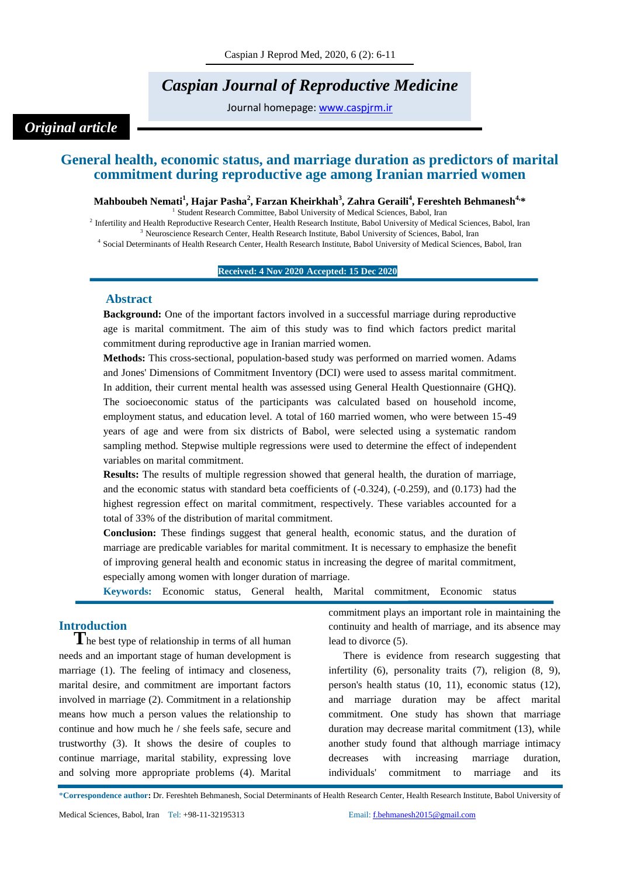# Caspian Journal of Reproductive Medicine

Journal homepage: www.caspjrm.ir

*Original article*

## General health, economic status, and marriage duration as predictors of marital commitment during reproductive age among Iranian married women

**Mahboubeh Nemati[1], Hajar Pasha[2], Farzan Kheirkhah[3], Zahra Geraili[4], Fereshteh Behmanesh[4,*]**

[1] Student Research Committee, Babol University of Medical Sciences, Babol, Iran

[2] Infertility and Health Reproductive Research Center, Health Research Institute, Babol University of Medical Sciences, Babol, Iran

[3] Neuroscience Research Center, Health Research Institute, Babol University of Sciences, Babol, Iran

[4] Social Determinants of Health Research Center, Health Research Institute, Babol University of Medical Sciences, Babol, Iran

**Received: 4 Nov 2020 Accepted: 15 Dec 2020**

### Abstract

**Background:** One of the important factors involved in a successful marriage during reproductive age is marital commitment. The aim of this study was to find which factors predict marital commitment during reproductive age in Iranian married women.

**Methods:** This cross-sectional, population-based study was performed on married women. Adams and Jones' Dimensions of Commitment Inventory (DCI) were used to assess marital commitment. In addition, their current mental health was assessed using General Health Questionnaire (GHQ). The socioeconomic status of the participants was calculated based on household income, employment status, and education level. A total of 160 married women, who were between 15-49 years of age and were from six districts of Babol, were selected using a systematic random sampling method. Stepwise multiple regressions were used to determine the effect of independent variables on marital commitment.

**Results:** The results of multiple regression showed that general health, the duration of marriage, and the economic status with standard beta coefficients of (-0.324), (-0.259), and (0.173) had the highest regression effect on marital commitment, respectively. These variables accounted for a total of 33% of the distribution of marital commitment.

**Conclusion:** These findings suggest that general health, economic status, and the duration of marriage are predicable variables for marital commitment. It is necessary to emphasize the benefit of improving general health and economic status in increasing the degree of marital commitment, especially among women with longer duration of marriage.

**Keywords:** Economic status, General health, Marital commitment, Economic status

## Introduction

The best type of relationship in terms of all human needs and an important stage of human development is marriage (1). The feeling of intimacy and closeness, marital desire, and commitment are important factors involved in marriage (2). Commitment in a relationship means how much a person values the relationship to continue and how much he / she feels safe, secure and trustworthy (3). It shows the desire of couples to continue marriage, marital stability, expressing love and solving more appropriate problems (4). Marital commitment plays an important role in maintaining the continuity and health of marriage, and its absence may lead to divorce (5).

There is evidence from research suggesting that infertility (6), personality traits (7), religion (8, 9), person's health status (10, 11), economic status (12), and marriage duration may be affect marital commitment. One study has shown that marriage duration may decrease marital commitment (13), while another study found that although marriage intimacy decreases with increasing marriage duration, individuals' commitment to marriage and its

*Correspondence author: Dr. Fereshteh Behmanesh, Social Determinants of Health Research Center, Health Research Institute, Babol University of Medical Sciences, Babol, Iran Tel: +98-11-32195313 Email: f.behmanesh2015@gmail.com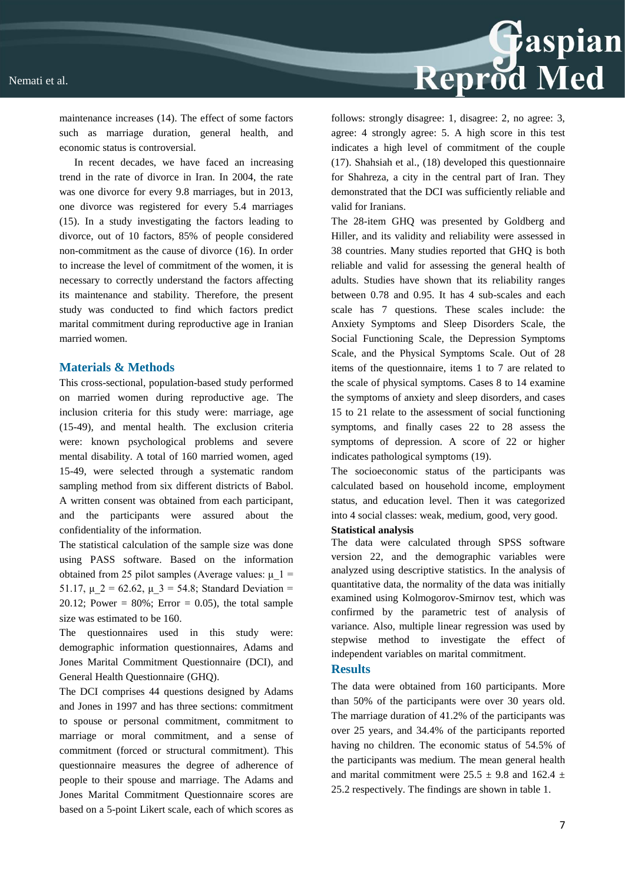maintenance increases (14). The effect of some factors such as marriage duration, general health, and economic status is controversial.

In recent decades, we have faced an increasing trend in the rate of divorce in Iran. In 2004, the rate was one divorce for every 9.8 marriages, but in 2013, one divorce was registered for every 5.4 marriages (15). In a study investigating the factors leading to divorce, out of 10 factors, 85% of people considered non-commitment as the cause of divorce (16). In order to increase the level of commitment of the women, it is necessary to correctly understand the factors affecting its maintenance and stability. Therefore, the present study was conducted to find which factors predict marital commitment during reproductive age in Iranian married women.

## Materials & Methods

This cross-sectional, population-based study performed on married women during reproductive age. The inclusion criteria for this study were: marriage, age (15-49), and mental health. The exclusion criteria were: known psychological problems and severe mental disability. A total of 160 married women, aged 15-49, were selected through a systematic random sampling method from six different districts of Babol. A written consent was obtained from each participant, and the participants were assured about the confidentiality of the information.

The statistical calculation of the sample size was done using PASS software. Based on the information obtained from 25 pilot samples (Average values: $\mu_1$ = 51.17, $\mu_2$ = 62.62, $\mu_3$ = 54.8; Standard Deviation = 20.12; Power = 80%; Error = 0.05), the total sample size was estimated to be 160.

The questionnaires used in this study were: demographic information questionnaires, Adams and Jones Marital Commitment Questionnaire (DCI), and General Health Questionnaire (GHQ).

The DCI comprises 44 questions designed by Adams and Jones in 1997 and has three sections: commitment to spouse or personal commitment, commitment to marriage or moral commitment, and a sense of commitment (forced or structural commitment). This questionnaire measures the degree of adherence of people to their spouse and marriage. The Adams and Jones Marital Commitment Questionnaire scores are based on a 5-point Likert scale, each of which scores as follows: strongly disagree: 1, disagree: 2, no agree: 3, agree: 4 strongly agree: 5. A high score in this test indicates a high level of commitment of the couple (17). Shahsiah et al., (18) developed this questionnaire for Shahreza, a city in the central part of Iran. They demonstrated that the DCI was sufficiently reliable and valid for Iranians.

The 28-item GHQ was presented by Goldberg and Hiller, and its validity and reliability were assessed in 38 countries. Many studies reported that GHQ is both reliable and valid for assessing the general health of adults. Studies have shown that its reliability ranges between 0.78 and 0.95. It has 4 sub-scales and each scale has 7 questions. These scales include: the Anxiety Symptoms and Sleep Disorders Scale, the Social Functioning Scale, the Depression Symptoms Scale, and the Physical Symptoms Scale. Out of 28 items of the questionnaire, items 1 to 7 are related to the scale of physical symptoms. Cases 8 to 14 examine the symptoms of anxiety and sleep disorders, and cases 15 to 21 relate to the assessment of social functioning symptoms, and finally cases 22 to 28 assess the symptoms of depression. A score of 22 or higher indicates pathological symptoms (19).

The socioeconomic status of the participants was calculated based on household income, employment status, and education level. Then it was categorized into 4 social classes: weak, medium, good, very good.

**Statistical analysis**

The data were calculated through SPSS software version 22, and the demographic variables were analyzed using descriptive statistics. In the analysis of quantitative data, the normality of the data was initially examined using Kolmogorov-Smirnov test, which was confirmed by the parametric test of analysis of variance. Also, multiple linear regression was used by stepwise method to investigate the effect of independent variables on marital commitment.

## Results

The data were obtained from 160 participants. More than 50% of the participants were over 30 years old. The marriage duration of 41.2% of the participants was over 25 years, and 34.4% of the participants reported having no children. The economic status of 54.5% of the participants was medium. The mean general health and marital commitment were 25.5 ± 9.8 and 162.4 ± 25.2 respectively. The findings are shown in table 1.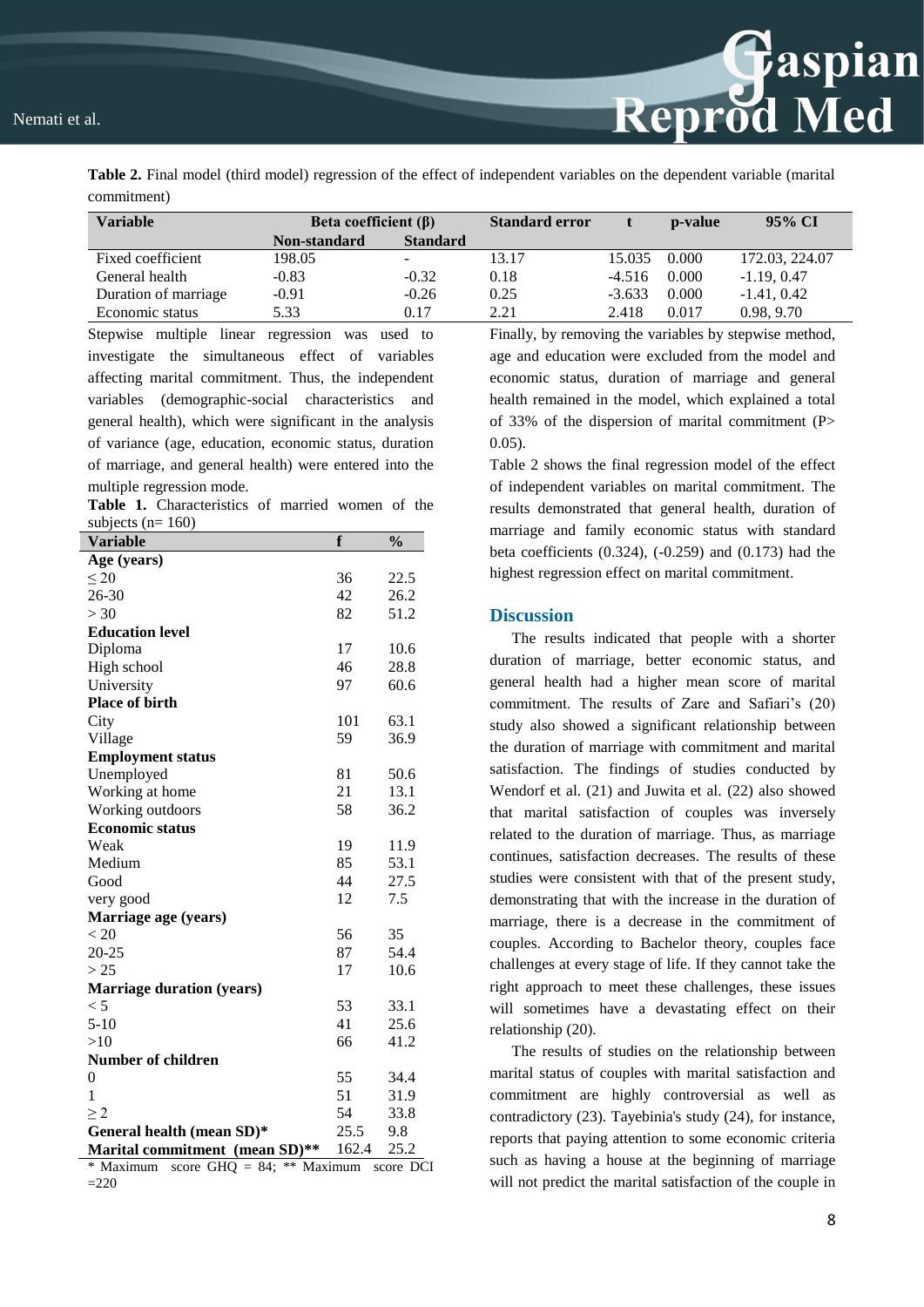**Table 2.** Final model (third model) regression of the effect of independent variables on the dependent variable (marital commitment)

| Variable | Beta coefficient (β) | | Standard error | t | p-value | 95% CI |
|---|---|---|---|---|---|---|
| | Non-standard | Standard | | | | |
| Fixed coefficient | 198.05 | - | 13.17 | 15.035 | 0.000 | 172.03, 224.07 |
| General health | -0.83 | -0.32 | 0.18 | -4.516 | 0.000 | -1.19, 0.47 |
| Duration of marriage | -0.91 | -0.26 | 0.25 | -3.633 | 0.000 | -1.41, 0.42 |
| Economic status | 5.33 | 0.17 | 2.21 | 2.418 | 0.017 | 0.98, 9.70 |

Stepwise multiple linear regression was used to investigate the simultaneous effect of variables affecting marital commitment. Thus, the independent variables (demographic-social characteristics and general health), which were significant in the analysis of variance (age, education, economic status, duration of marriage, and general health) were entered into the multiple regression mode.

**Table 1.** Characteristics of married women of the subjects (n= 160)

| Variable | f | % |
|---|---|---|
| **Age (years)** | | |
| ≤ 20 | 36 | 22.5 |
| 26-30 | 42 | 26.2 |
| > 30 | 82 | 51.2 |
| **Education level** | | |
| Diploma | 17 | 10.6 |
| High school | 46 | 28.8 |
| University | 97 | 60.6 |
| **Place of birth** | | |
| City | 101 | 63.1 |
| Village | 59 | 36.9 |
| **Employment status** | | |
| Unemployed | 81 | 50.6 |
| Working at home | 21 | 13.1 |
| Working outdoors | 58 | 36.2 |
| **Economic status** | | |
| Weak | 19 | 11.9 |
| Medium | 85 | 53.1 |
| Good | 44 | 27.5 |
| very good | 12 | 7.5 |
| **Marriage age (years)** | | |
| < 20 | 56 | 35 |
| 20-25 | 87 | 54.4 |
| > 25 | 17 | 10.6 |
| **Marriage duration (years)** | | |
| < 5 | 53 | 33.1 |
| 5-10 | 41 | 25.6 |
| >10 | 66 | 41.2 |
| **Number of children** | | |
| 0 | 55 | 34.4 |
| 1 | 51 | 31.9 |
| ≥ 2 | 54 | 33.8 |
| **General health (mean SD)*** | 25.5 | 9.8 |
| **Marital commitment (mean SD)**** | 162.4 | 25.2 |

* Maximum score GHQ = 84; ** Maximum score DCI =220

Finally, by removing the variables by stepwise method, age and education were excluded from the model and economic status, duration of marriage and general health remained in the model, which explained a total of 33% of the dispersion of marital commitment (P> 0.05).

Table 2 shows the final regression model of the effect of independent variables on marital commitment. The results demonstrated that general health, duration of marriage and family economic status with standard beta coefficients (0.324), (-0.259) and (0.173) had the highest regression effect on marital commitment.

## Discussion

The results indicated that people with a shorter duration of marriage, better economic status, and general health had a higher mean score of marital commitment. The results of Zare and Safiari's (20) study also showed a significant relationship between the duration of marriage with commitment and marital satisfaction. The findings of studies conducted by Wendorf et al. (21) and Juwita et al. (22) also showed that marital satisfaction of couples was inversely related to the duration of marriage. Thus, as marriage continues, satisfaction decreases. The results of these studies were consistent with that of the present study, demonstrating that with the increase in the duration of marriage, there is a decrease in the commitment of couples. According to Bachelor theory, couples face challenges at every stage of life. If they cannot take the right approach to meet these challenges, these issues will sometimes have a devastating effect on their relationship (20).

The results of studies on the relationship between marital status of couples with marital satisfaction and commitment are highly controversial as well as contradictory (23). Tayebinia's study (24), for instance, reports that paying attention to some economic criteria such as having a house at the beginning of marriage will not predict the marital satisfaction of the couple in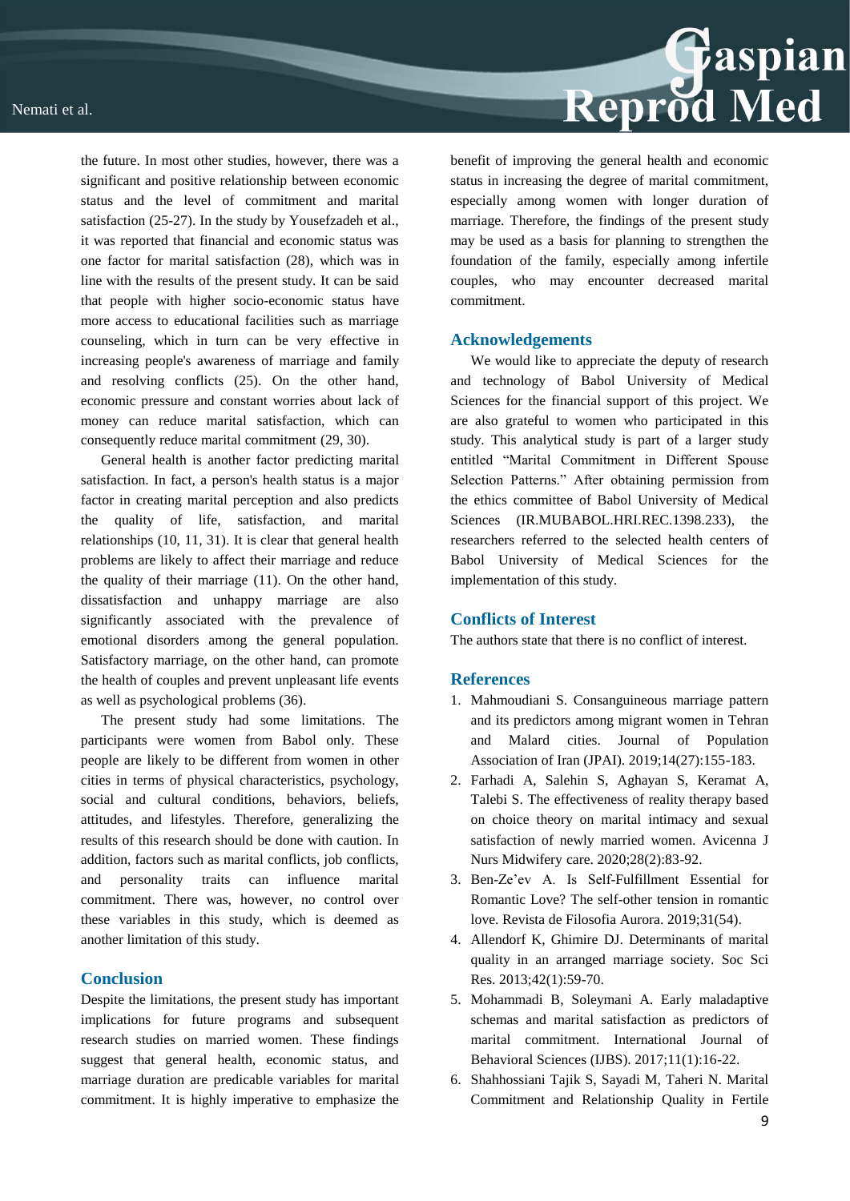the future. In most other studies, however, there was a significant and positive relationship between economic status and the level of commitment and marital satisfaction (25-27). In the study by Yousefzadeh et al., it was reported that financial and economic status was one factor for marital satisfaction (28), which was in line with the results of the present study. It can be said that people with higher socio-economic status have more access to educational facilities such as marriage counseling, which in turn can be very effective in increasing people's awareness of marriage and family and resolving conflicts (25). On the other hand, economic pressure and constant worries about lack of money can reduce marital satisfaction, which can consequently reduce marital commitment (29, 30).

General health is another factor predicting marital satisfaction. In fact, a person's health status is a major factor in creating marital perception and also predicts the quality of life, satisfaction, and marital relationships (10, 11, 31). It is clear that general health problems are likely to affect their marriage and reduce the quality of their marriage (11). On the other hand, dissatisfaction and unhappy marriage are also significantly associated with the prevalence of emotional disorders among the general population. Satisfactory marriage, on the other hand, can promote the health of couples and prevent unpleasant life events as well as psychological problems (36).

The present study had some limitations. The participants were women from Babol only. These people are likely to be different from women in other cities in terms of physical characteristics, psychology, social and cultural conditions, behaviors, beliefs, attitudes, and lifestyles. Therefore, generalizing the results of this research should be done with caution. In addition, factors such as marital conflicts, job conflicts, and personality traits can influence marital commitment. There was, however, no control over these variables in this study, which is deemed as another limitation of this study.

## Conclusion

Despite the limitations, the present study has important implications for future programs and subsequent research studies on married women. These findings suggest that general health, economic status, and marriage duration are predicable variables for marital commitment. It is highly imperative to emphasize the benefit of improving the general health and economic status in increasing the degree of marital commitment, especially among women with longer duration of marriage. Therefore, the findings of the present study may be used as a basis for planning to strengthen the foundation of the family, especially among infertile couples, who may encounter decreased marital commitment.

## Acknowledgements

We would like to appreciate the deputy of research and technology of Babol University of Medical Sciences for the financial support of this project. We are also grateful to women who participated in this study. This analytical study is part of a larger study entitled “Marital Commitment in Different Spouse Selection Patterns.” After obtaining permission from the ethics committee of Babol University of Medical Sciences (IR.MUBABOL.HRI.REC.1398.233), the researchers referred to the selected health centers of Babol University of Medical Sciences for the implementation of this study.

## Conflicts of Interest

The authors state that there is no conflict of interest.

## References

1. Mahmoudiani S. Consanguineous marriage pattern and its predictors among migrant women in Tehran and Malard cities. Journal of Population Association of Iran (JPAI). 2019;14(27):155-183.
2. Farhadi A, Salehin S, Aghayan S, Keramat A, Talebi S. The effectiveness of reality therapy based on choice theory on marital intimacy and sexual satisfaction of newly married women. Avicenna J Nurs Midwifery care. 2020;28(2):83-92.
3. Ben-Ze’ev A. Is Self-Fulfillment Essential for Romantic Love? The self-other tension in romantic love. Revista de Filosofia Aurora. 2019;31(54).
4. Allendorf K, Ghimire DJ. Determinants of marital quality in an arranged marriage society. Soc Sci Res. 2013;42(1):59-70.
5. Mohammadi B, Soleymani A. Early maladaptive schemas and marital satisfaction as predictors of marital commitment. International Journal of Behavioral Sciences (IJBS). 2017;11(1):16-22.
6. Shahhossiani Tajik S, Sayadi M, Taheri N. Marital Commitment and Relationship Quality in Fertile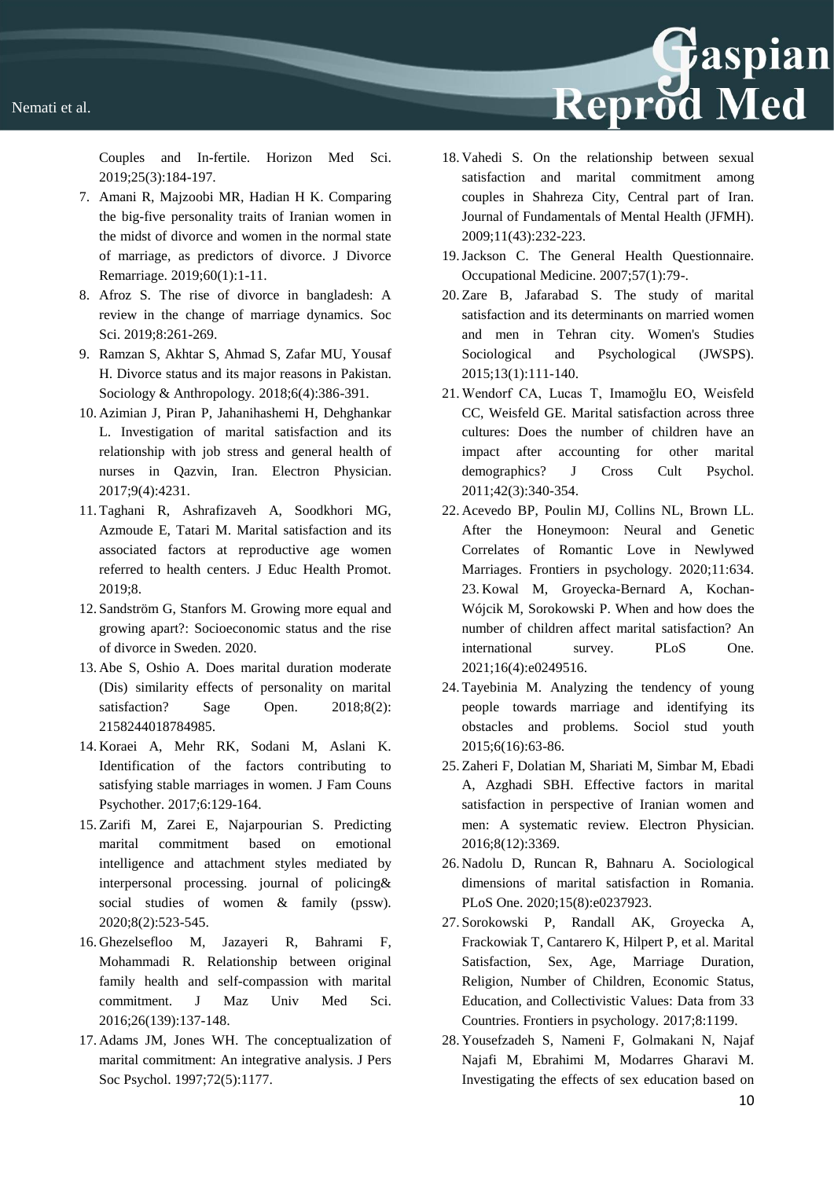Couples and In-fertile. Horizon Med Sci. 2019;25(3):184-197.

7. Amani R, Majzoobi MR, Hadian H K. Comparing the big-five personality traits of Iranian women in the midst of divorce and women in the normal state of marriage, as predictors of divorce. J Divorce Remarriage. 2019;60(1):1-11.
8. Afroz S. The rise of divorce in bangladesh: A review in the change of marriage dynamics. Soc Sci. 2019;8:261-269.
9. Ramzan S, Akhtar S, Ahmad S, Zafar MU, Yousaf H. Divorce status and its major reasons in Pakistan. Sociology & Anthropology. 2018;6(4):386-391.
10. Azimian J, Piran P, Jahanihashemi H, Dehghankar L. Investigation of marital satisfaction and its relationship with job stress and general health of nurses in Qazvin, Iran. Electron Physician. 2017;9(4):4231.
11. Taghani R, Ashrafizaveh A, Soodkhori MG, Azmoude E, Tatari M. Marital satisfaction and its associated factors at reproductive age women referred to health centers. J Educ Health Promot. 2019;8.
12. Sandström G, Stanfors M. Growing more equal and growing apart?: Socioeconomic status and the rise of divorce in Sweden. 2020.
13. Abe S, Oshio A. Does marital duration moderate (Dis) similarity effects of personality on marital satisfaction? Sage Open. 2018;8(2): 2158244018784985.
14. Koraei A, Mehr RK, Sodani M, Aslani K. Identification of the factors contributing to satisfying stable marriages in women. J Fam Couns Psychother. 2017;6:129-164.
15. Zarifi M, Zarei E, Najarpourian S. Predicting marital commitment based on emotional intelligence and attachment styles mediated by interpersonal processing. journal of policing& social studies of women & family (pssw). 2020;8(2):523-545.
16. Ghezelsefloo M, Jazayeri R, Bahrami F, Mohammadi R. Relationship between original family health and self-compassion with marital commitment. J Maz Univ Med Sci. 2016;26(139):137-148.
17. Adams JM, Jones WH. The conceptualization of marital commitment: An integrative analysis. J Pers Soc Psychol. 1997;72(5):1177.
18. Vahedi S. On the relationship between sexual satisfaction and marital commitment among couples in Shahreza City, Central part of Iran. Journal of Fundamentals of Mental Health (JFMH). 2009;11(43):232-223.
19. Jackson C. The General Health Questionnaire. Occupational Medicine. 2007;57(1):79-.
20. Zare B, Jafarabad S. The study of marital satisfaction and its determinants on married women and men in Tehran city. Women's Studies Sociological and Psychological (JWSPS). 2015;13(1):111-140.
21. Wendorf CA, Lucas T, Imamoğlu EO, Weisfeld CC, Weisfeld GE. Marital satisfaction across three cultures: Does the number of children have an impact after accounting for other marital demographics? J Cross Cult Psychol. 2011;42(3):340-354.
22. Acevedo BP, Poulin MJ, Collins NL, Brown LL. After the Honeymoon: Neural and Genetic Correlates of Romantic Love in Newlywed Marriages. Frontiers in psychology. 2020;11:634.
23. Kowal M, Groyecka-Bernard A, Kochan-Wójcik M, Sorokowski P. When and how does the number of children affect marital satisfaction? An international survey. PLoS One. 2021;16(4):e0249516.
24. Tayebinia M. Analyzing the tendency of young people towards marriage and identifying its obstacles and problems. Sociol stud youth 2015;6(16):63-86.
25. Zaheri F, Dolatian M, Shariati M, Simbar M, Ebadi A, Azghadi SBH. Effective factors in marital satisfaction in perspective of Iranian women and men: A systematic review. Electron Physician. 2016;8(12):3369.
26. Nadolu D, Runcan R, Bahnaru A. Sociological dimensions of marital satisfaction in Romania. PLoS One. 2020;15(8):e0237923.
27. Sorokowski P, Randall AK, Groyecka A, Frackowiak T, Cantarero K, Hilpert P, et al. Marital Satisfaction, Sex, Age, Marriage Duration, Religion, Number of Children, Economic Status, Education, and Collectivistic Values: Data from 33 Countries. Frontiers in psychology. 2017;8:1199.
28. Yousefzadeh S, Nameni F, Golmakani N, Najaf Najafi M, Ebrahimi M, Modarres Gharavi M. Investigating the effects of sex education based on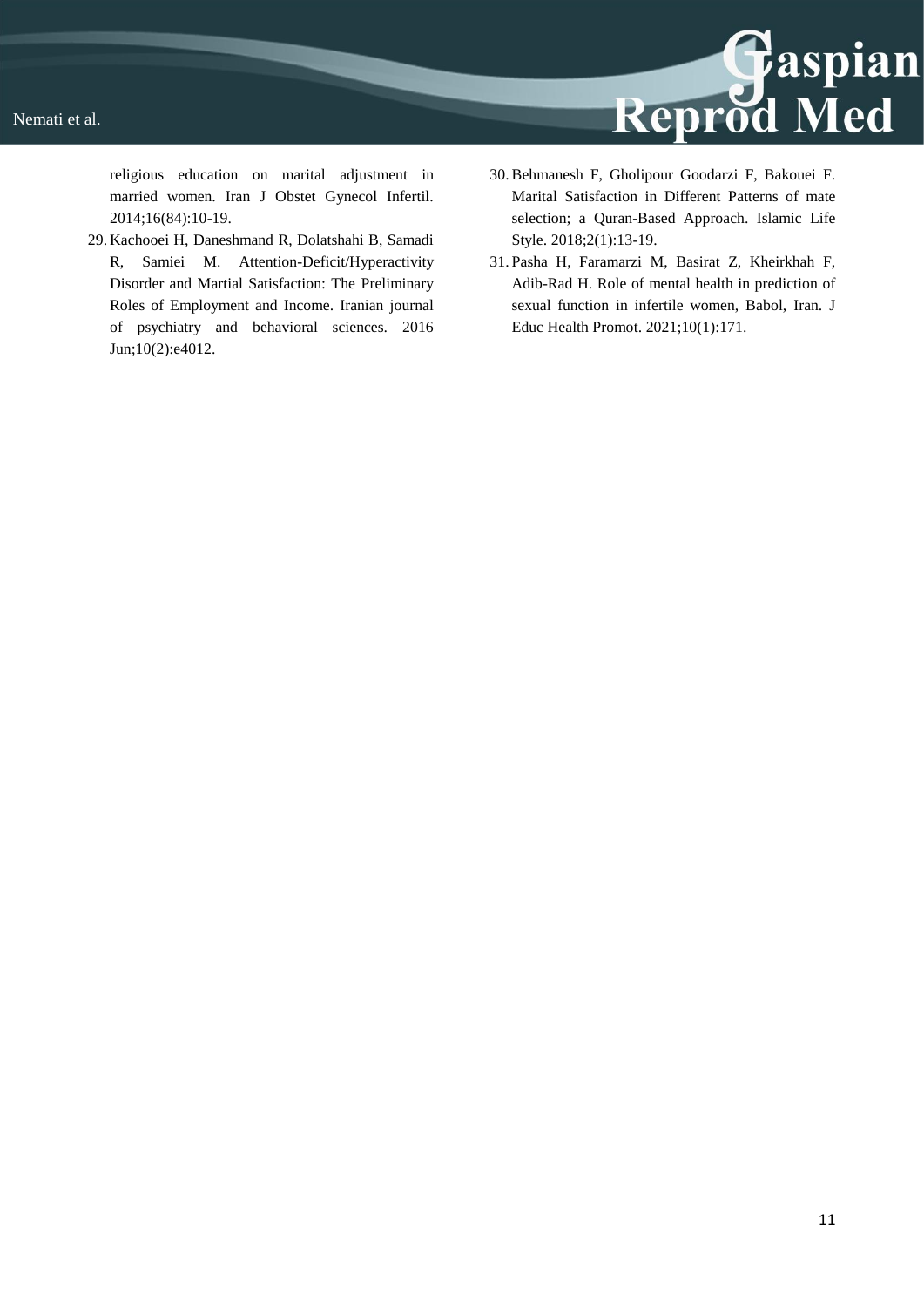religious education on marital adjustment in married women. Iran J Obstet Gynecol Infertil. 2014;16(84):10-19.

29. Kachooei H, Daneshmand R, Dolatshahi B, Samadi R, Samiei M. Attention-Deficit/Hyperactivity Disorder and Martial Satisfaction: The Preliminary Roles of Employment and Income. Iranian journal of psychiatry and behavioral sciences. 2016 Jun;10(2):e4012.

30. Behmanesh F, Gholipour Goodarzi F, Bakouei F. Marital Satisfaction in Different Patterns of mate selection; a Quran-Based Approach. Islamic Life Style. 2018;2(1):13-19.

31. Pasha H, Faramarzi M, Basirat Z, Kheirkhah F, Adib-Rad H. Role of mental health in prediction of sexual function in infertile women, Babol, Iran. J Educ Health Promot. 2021;10(1):171.